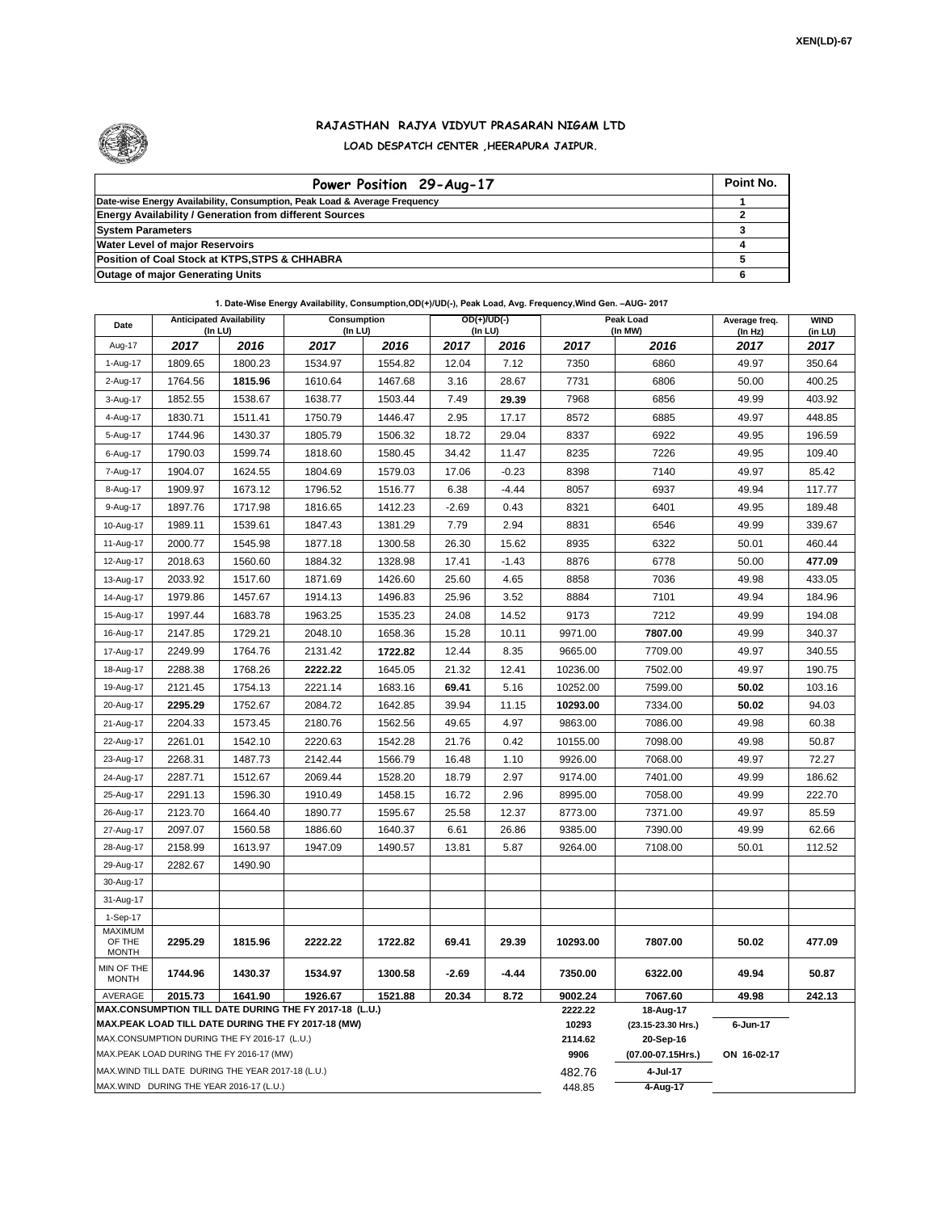XEN(LD)-67

# RAJASTHAN RAJYA VIDYUT PRASARAN NIGAM LTD

## LOAD DESPATCH CENTER ,HEERAPURA JAIPUR.

| Power Position 29-Aug-17 | Point No. |
|---|---|
| Date-wise Energy Availability, Consumption, Peak Load & Average Frequency | 1 |
| Energy Availability / Generation from different Sources | 2 |
| System Parameters | 3 |
| Water Level of major Reservoirs | 4 |
| Position of Coal Stock at KTPS,STPS & CHHABRA | 5 |
| Outage of major Generating Units | 6 |

**1. Date-Wise Energy Availability, Consumption,OD(+)/UD(-), Peak Load, Avg. Frequency,Wind Gen. –AUG- 2017**

| Date | Anticipated Availability (In LU) | | Consumption (In LU) | | OD(+)/UD(-) (In LU) | | Peak Load (In MW) | | Average freq. (In Hz) | WIND (in LU) |
|---|---|---|---|---|---|---|---|---|---|---|
| Aug-17 | 2017 | 2016 | 2017 | 2016 | 2017 | 2016 | 2017 | 2016 | 2017 | 2017 |
| 1-Aug-17 | 1809.65 | 1800.23 | 1534.97 | 1554.82 | 12.04 | 7.12 | 7350 | 6860 | 49.97 | 350.64 |
| 2-Aug-17 | 1764.56 | **1815.96** | 1610.64 | 1467.68 | 3.16 | 28.67 | 7731 | 6806 | 50.00 | 400.25 |
| 3-Aug-17 | 1852.55 | 1538.67 | 1638.77 | 1503.44 | 7.49 | **29.39** | 7968 | 6856 | 49.99 | 403.92 |
| 4-Aug-17 | 1830.71 | 1511.41 | 1750.79 | 1446.47 | 2.95 | 17.17 | 8572 | 6885 | 49.97 | 448.85 |
| 5-Aug-17 | 1744.96 | 1430.37 | 1805.79 | 1506.32 | 18.72 | 29.04 | 8337 | 6922 | 49.95 | 196.59 |
| 6-Aug-17 | 1790.03 | 1599.74 | 1818.60 | 1580.45 | 34.42 | 11.47 | 8235 | 7226 | 49.95 | 109.40 |
| 7-Aug-17 | 1904.07 | 1624.55 | 1804.69 | 1579.03 | 17.06 | -0.23 | 8398 | 7140 | 49.97 | 85.42 |
| 8-Aug-17 | 1909.97 | 1673.12 | 1796.52 | 1516.77 | 6.38 | -4.44 | 8057 | 6937 | 49.94 | 117.77 |
| 9-Aug-17 | 1897.76 | 1717.98 | 1816.65 | 1412.23 | -2.69 | 0.43 | 8321 | 6401 | 49.95 | 189.48 |
| 10-Aug-17 | 1989.11 | 1539.61 | 1847.43 | 1381.29 | 7.79 | 2.94 | 8831 | 6546 | 49.99 | 339.67 |
| 11-Aug-17 | 2000.77 | 1545.98 | 1877.18 | 1300.58 | 26.30 | 15.62 | 8935 | 6322 | 50.01 | 460.44 |
| 12-Aug-17 | 2018.63 | 1560.60 | 1884.32 | 1328.98 | 17.41 | -1.43 | 8876 | 6778 | 50.00 | **477.09** |
| 13-Aug-17 | 2033.92 | 1517.60 | 1871.69 | 1426.60 | 25.60 | 4.65 | 8858 | 7036 | 49.98 | 433.05 |
| 14-Aug-17 | 1979.86 | 1457.67 | 1914.13 | 1496.83 | 25.96 | 3.52 | 8884 | 7101 | 49.94 | 184.96 |
| 15-Aug-17 | 1997.44 | 1683.78 | 1963.25 | 1535.23 | 24.08 | 14.52 | 9173 | 7212 | 49.99 | 194.08 |
| 16-Aug-17 | 2147.85 | 1729.21 | 2048.10 | 1658.36 | 15.28 | 10.11 | 9971.00 | **7807.00** | 49.99 | 340.37 |
| 17-Aug-17 | 2249.99 | 1764.76 | 2131.42 | **1722.82** | 12.44 | 8.35 | 9665.00 | 7709.00 | 49.97 | 340.55 |
| 18-Aug-17 | 2288.38 | 1768.26 | **2222.22** | 1645.05 | 21.32 | 12.41 | 10236.00 | 7502.00 | 49.97 | 190.75 |
| 19-Aug-17 | 2121.45 | 1754.13 | 2221.14 | 1683.16 | **69.41** | 5.16 | 10252.00 | 7599.00 | **50.02** | 103.16 |
| 20-Aug-17 | **2295.29** | 1752.67 | 2084.72 | 1642.85 | 39.94 | 11.15 | **10293.00** | 7334.00 | **50.02** | 94.03 |
| 21-Aug-17 | 2204.33 | 1573.45 | 2180.76 | 1562.56 | 49.65 | 4.97 | 9863.00 | 7086.00 | 49.98 | 60.38 |
| 22-Aug-17 | 2261.01 | 1542.10 | 2220.63 | 1542.28 | 21.76 | 0.42 | 10155.00 | 7098.00 | 49.98 | 50.87 |
| 23-Aug-17 | 2268.31 | 1487.73 | 2142.44 | 1566.79 | 16.48 | 1.10 | 9926.00 | 7068.00 | 49.97 | 72.27 |
| 24-Aug-17 | 2287.71 | 1512.67 | 2069.44 | 1528.20 | 18.79 | 2.97 | 9174.00 | 7401.00 | 49.99 | 186.62 |
| 25-Aug-17 | 2291.13 | 1596.30 | 1910.49 | 1458.15 | 16.72 | 2.96 | 8995.00 | 7058.00 | 49.99 | 222.70 |
| 26-Aug-17 | 2123.70 | 1664.40 | 1890.77 | 1595.67 | 25.58 | 12.37 | 8773.00 | 7371.00 | 49.97 | 85.59 |
| 27-Aug-17 | 2097.07 | 1560.58 | 1886.60 | 1640.37 | 6.61 | 26.86 | 9385.00 | 7390.00 | 49.99 | 62.66 |
| 28-Aug-17 | 2158.99 | 1613.97 | 1947.09 | 1490.57 | 13.81 | 5.87 | 9264.00 | 7108.00 | 50.01 | 112.52 |
| 29-Aug-17 | 2282.67 | 1490.90 | | | | | | | | |
| 30-Aug-17 | | | | | | | | | | |
| 31-Aug-17 | | | | | | | | | | |
| 1-Sep-17 | | | | | | | | | | |
| MAXIMUM OF THE MONTH | **2295.29** | **1815.96** | **2222.22** | **1722.82** | **69.41** | **29.39** | **10293.00** | **7807.00** | **50.02** | **477.09** |
| MIN OF THE MONTH | **1744.96** | **1430.37** | **1534.97** | **1300.58** | **-2.69** | **-4.44** | **7350.00** | **6322.00** | **49.94** | **50.87** |
| AVERAGE | **2015.73** | **1641.90** | **1926.67** | **1521.88** | **20.34** | **8.72** | **9002.24** | **7067.60** | **49.98** | **242.13** |
| **MAX.CONSUMPTION TILL DATE DURING THE FY 2017-18 (L.U.)** | | | | | | | 2222.22 | 18-Aug-17 | | |
| **MAX.PEAK LOAD TILL DATE DURING THE FY 2017-18 (MW)** | | | | | | | 10293 | (23.15-23.30 Hrs.) | 6-Jun-17 | |
| MAX.CONSUMPTION DURING THE FY 2016-17 (L.U.) | | | | | | | 2114.62 | 20-Sep-16 | | |
| MAX.PEAK LOAD DURING THE FY 2016-17 (MW) | | | | | | | 9906 | (07.00-07.15Hrs.) | ON 16-02-17 | |
| MAX.WIND TILL DATE DURING THE YEAR 2017-18 (L.U.) | | | | | | | 482.76 | 4-Jul-17 | | |
| MAX.WIND DURING THE YEAR 2016-17 (L.U.) | | | | | | | 448.85 | 4-Aug-17 | | |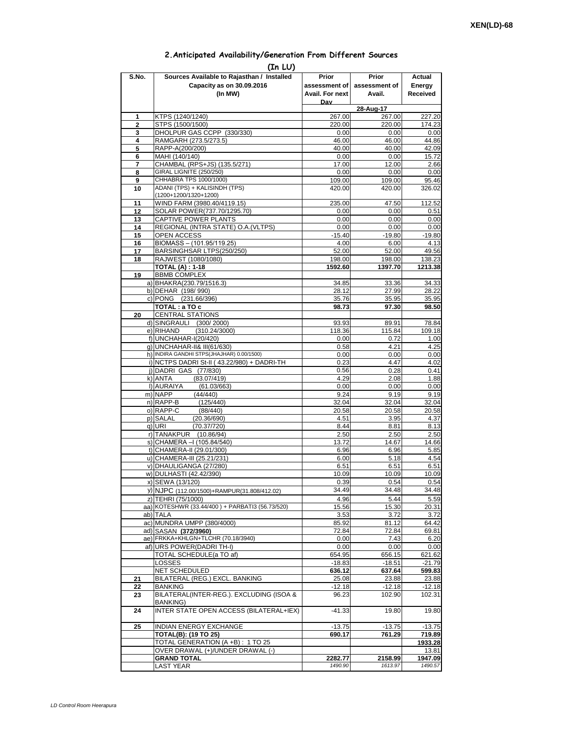XEN(LD)-68

## 2.Anticipated Availability/Generation From Different Sources

**(In LU)**

| S.No. | Sources Available to Rajasthan / Installed Capacity as on 30.09.2016 (In MW) | Prior assessment of Avail. For next Day | Prior assessment of Avail. | Actual Energy Received |
|---|---|---|---|---|
| | | | 28-Aug-17 | |
| 1 | KTPS (1240/1240) | 267.00 | 267.00 | 227.20 |
| 2 | STPS (1500/1500) | 220.00 | 220.00 | 174.23 |
| 3 | DHOLPUR GAS CCPP (330/330) | 0.00 | 0.00 | 0.00 |
| 4 | RAMGARH (273.5/273.5) | 46.00 | 46.00 | 44.86 |
| 5 | RAPP-A(200/200) | 40.00 | 40.00 | 42.09 |
| 6 | MAHI (140/140) | 0.00 | 0.00 | 15.72 |
| 7 | CHAMBAL (RPS+JS) (135.5/271) | 17.00 | 12.00 | 2.66 |
| 8 | GIRAL LIGNITE (250/250) | 0.00 | 0.00 | 0.00 |
| 9 | CHHABRA TPS 1000/1000) | 109.00 | 109.00 | 95.46 |
| 10 | ADANI (TPS) + KALISINDH (TPS) (1200+1200/1320+1200) | 420.00 | 420.00 | 326.02 |
| 11 | WIND FARM (3980.40/4119.15) | 235.00 | 47.50 | 112.52 |
| 12 | SOLAR POWER(737.70/1295.70) | 0.00 | 0.00 | 0.51 |
| 13 | CAPTIVE POWER PLANTS | 0.00 | 0.00 | 0.00 |
| 14 | REGIONAL (INTRA STATE) O.A.(VLTPS) | 0.00 | 0.00 | 0.00 |
| 15 | OPEN ACCESS | -15.40 | -19.80 | -19.80 |
| 16 | BIOMASS – (101.95/119.25) | 4.00 | 6.00 | 4.13 |
| 17 | BARSINGHSAR LTPS(250/250) | 52.00 | 52.00 | 49.56 |
| 18 | RAJWEST (1080/1080) | 198.00 | 198.00 | 138.23 |
| | **TOTAL (A) : 1-18** | **1592.60** | **1397.70** | **1213.38** |
| 19 | BBMB COMPLEX | | | |
| | a) BHAKRA(230.79/1516.3) | 34.85 | 33.36 | 34.33 |
| | b) DEHAR (198/ 990) | 28.12 | 27.99 | 28.22 |
| | c) PONG (231.66/396) | 35.76 | 35.95 | 35.95 |
| | **TOTAL : a TO c** | **98.73** | **97.30** | **98.50** |
| 20 | CENTRAL STATIONS | | | |
| | d) SINGRAULI (300/ 2000) | 93.93 | 89.91 | 78.84 |
| | e) RIHAND (310.24/3000) | 118.36 | 115.84 | 109.18 |
| | f) UNCHAHAR-I(20/420) | 0.00 | 0.72 | 1.00 |
| | g) UNCHAHAR-II& III(61/630) | 0.58 | 4.21 | 4.25 |
| | h) INDIRA GANDHI STPS(JHAJHAR) 0.00/1500) | 0.00 | 0.00 | 0.00 |
| | i) NCTPS DADRI St-II ( 43.22/980) + DADRI-TH | 0.23 | 4.47 | 4.02 |
| | j) DADRI GAS (77/830) | 0.56 | 0.28 | 0.41 |
| | k) ANTA (83.07/419) | 4.29 | 2.08 | 1.88 |
| | l) AURAIYA (61.03/663) | 0.00 | 0.00 | 0.00 |
| | m) NAPP (44/440) | 9.24 | 9.19 | 9.19 |
| | n) RAPP-B (125/440) | 32.04 | 32.04 | 32.04 |
| | o) RAPP-C (88/440) | 20.58 | 20.58 | 20.58 |
| | p) SALAL (20.36/690) | 4.51 | 3.95 | 4.37 |
| | q) URI (70.37/720) | 8.44 | 8.81 | 8.13 |
| | r) TANAKPUR (10.86/94) | 2.50 | 2.50 | 2.50 |
| | s) CHAMERA –I (105.84/540) | 13.72 | 14.67 | 14.66 |
| | t) CHAMERA-II (29.01/300) | 6.96 | 6.96 | 5.85 |
| | u) CHAMERA-III (25.21/231) | 6.00 | 5.18 | 4.54 |
| | v) DHAULIGANGA (27/280) | 6.51 | 6.51 | 6.51 |
| | w) DULHASTI (42.42/390) | 10.09 | 10.09 | 10.09 |
| | x) SEWA (13/120) | 0.39 | 0.54 | 0.54 |
| | y) NJPC (112.00/1500)+RAMPUR(31.808/412.02) | 34.49 | 34.48 | 34.48 |
| | z) TEHRI (75/1000) | 4.96 | 5.44 | 5.59 |
| | aa) KOTESHWR (33.44/400 ) + PARBATI3 (56.73/520) | 15.56 | 15.30 | 20.31 |
| | ab) TALA | 3.53 | 3.72 | 3.72 |
| | ac) MUNDRA UMPP (380/4000) | 85.92 | 81.12 | 64.42 |
| | ad) SASAN **(372/3960)** | 72.84 | 72.84 | 69.81 |
| | ae) FRKKA+KHLGN+TLCHR (70.18/3940) | 0.00 | 7.43 | 6.20 |
| | af) URS POWER(DADRI TH-I) | 0.00 | 0.00 | 0.00 |
| | TOTAL SCHEDULE(a TO af) | 654.95 | 656.15 | 621.62 |
| | LOSSES | -18.83 | -18.51 | -21.79 |
| | NET SCHEDULED | **636.12** | **637.64** | **599.83** |
| 21 | BILATERAL (REG.) EXCL. BANKING | 25.08 | 23.88 | 23.88 |
| 22 | BANKING | -12.18 | -12.18 | -12.18 |
| 23 | BILATERAL(INTER-REG.). EXCLUDING (ISOA & BANKING) | 96.23 | 102.90 | 102.31 |
| 24 | INTER STATE OPEN ACCESS (BILATERAL+IEX) | -41.33 | 19.80 | 19.80 |
| 25 | INDIAN ENERGY EXCHANGE | -13.75 | -13.75 | -13.75 |
| | **TOTAL(B): (19 TO 25)** | **690.17** | **761.29** | **719.89** |
| | TOTAL GENERATION (A +B) : 1 TO 25 | | | **1933.28** |
| | OVER DRAWAL (+)/UNDER DRAWAL (-) | | | 13.81 |
| | **GRAND TOTAL** | **2282.77** | **2158.99** | **1947.09** |
| | LAST YEAR | *1490.90* | *1613.97* | *1490.57* |

*LD Control Room Heerapura*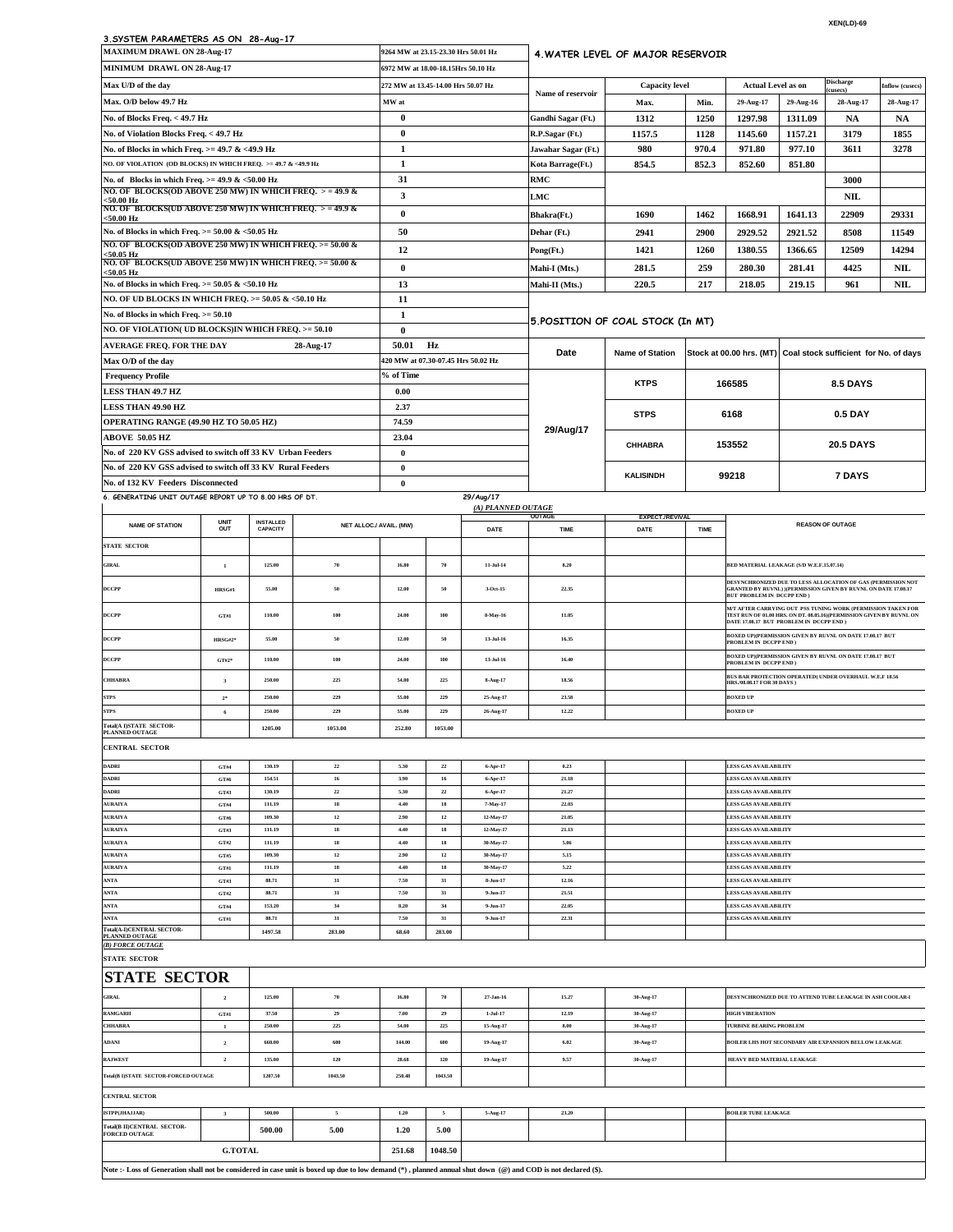XEN(LD)-69

## 3.SYSTEM PARAMETERS AS ON 28-Aug-17

| | | |
|---|---|---|
| MAXIMUM DRAWL ON 28-Aug-17 | | 9264 MW at 23.15-23.30 Hrs 50.01 Hz |
| MINIMUM DRAWL ON 28-Aug-17 | | 6972 MW at 18.00-18.15Hrs 50.10 Hz |
| Max U/D of the day | | 272 MW at 13.45-14.00 Hrs 50.07 Hz |
| Max. O/D below 49.7 Hz | | MW at |
| No. of Blocks Freq. < 49.7 Hz | | 0 |
| No. of Violation Blocks Freq. < 49.7 Hz | | 0 |
| No. of Blocks in which Freq. >= 49.7 & <49.9 Hz | | 1 |
| NO. OF VIOLATION (OD BLOCKS) IN WHICH FREQ. >= 49.7 & <49.9 Hz | | 1 |
| No. of Blocks in which Freq. >= 49.9 & <50.00 Hz | | 31 |
| NO. OF BLOCKS(OD ABOVE 250 MW) IN WHICH FREQ. > = 49.9 & <50.00 Hz | | 3 |
| NO. OF BLOCKS(UD ABOVE 250 MW) IN WHICH FREQ. > = 49.9 & <50.00 Hz | | 0 |
| No. of Blocks in which Freq. >= 50.00 & <50.05 Hz | | 50 |
| NO. OF BLOCKS(OD ABOVE 250 MW) IN WHICH FREQ. >= 50.00 & <50.05 Hz | | 12 |
| NO. OF BLOCKS(UD ABOVE 250 MW) IN WHICH FREQ. >= 50.00 & <50.05 Hz | | 0 |
| No. of Blocks in which Freq. >= 50.05 & <50.10 Hz | | 13 |
| NO. OF UD BLOCKS IN WHICH FREQ. >= 50.05 & <50.10 Hz | | 11 |
| No. of Blocks in which Freq. >= 50.10 | | 1 |
| NO. OF VIOLATION( UD BLOCKS)IN WHICH FREQ. >= 50.10 | | 0 |
| AVERAGE FREQ. FOR THE DAY | 28-Aug-17 | 50.01 Hz |
| Max O/D of the day | | 420 MW at 07.30-07.45 Hrs 50.02 Hz |
| Frequency Profile | | % of Time |
| LESS THAN 49.7 HZ | | 0.00 |
| LESS THAN 49.90 HZ | | 2.37 |
| OPERATING RANGE (49.90 HZ TO 50.05 HZ) | | 74.59 |
| ABOVE 50.05 HZ | | 23.04 |
| No. of 220 KV GSS advised to switch off 33 KV Urban Feeders | | 0 |
| No. of 220 KV GSS advised to switch off 33 KV Rural Feeders | | 0 |
| No. of 132 KV Feeders Disconnected | | 0 |

## 4.WATER LEVEL OF MAJOR RESERVOIR

| Name of reservoir | Capacity level | | Actual Level as on | | Discharge (cusecs) | Inflow (cusecs) |
|---|---|---|---|---|---|---|
| | Max. | Min. | 29-Aug-17 | 29-Aug-16 | 28-Aug-17 | 28-Aug-17 |
| Gandhi Sagar (Ft.) | 1312 | 1250 | 1297.98 | 1311.09 | NA | NA |
| R.P.Sagar (Ft.) | 1157.5 | 1128 | 1145.60 | 1157.21 | 3179 | 1855 |
| Jawahar Sagar (Ft.) | 980 | 970.4 | 971.80 | 977.10 | 3611 | 3278 |
| Kota Barrage(Ft.) | 854.5 | 852.3 | 852.60 | 851.80 | | |
| RMC | | | | | 3000 | |
| LMC | | | | | NIL | |
| Bhakra(Ft.) | 1690 | 1462 | 1668.91 | 1641.13 | 22909 | 29331 |
| Dehar (Ft.) | 2941 | 2900 | 2929.52 | 2921.52 | 8508 | 11549 |
| Pong(Ft.) | 1421 | 1260 | 1380.55 | 1366.65 | 12509 | 14294 |
| Mahi-I (Mts.) | 281.5 | 259 | 280.30 | 281.41 | 4425 | NIL |
| Mahi-II (Mts.) | 220.5 | 217 | 218.05 | 219.15 | 961 | NIL |

## 5.POSITION OF COAL STOCK (In MT)

| Date | Name of Station | Stock at 00.00 hrs. (MT) | Coal stock sufficient for No. of days |
|---|---|---|---|
| 29/Aug/17 | KTPS | 166585 | 8.5 DAYS |
| | STPS | 6168 | 0.5 DAY |
| | CHHABRA | 153552 | 20.5 DAYS |
| | KALISINDH | 99218 | 7 DAYS |

## 6. GENERATING UNIT OUTAGE REPORT UP TO 8.00 HRS OF DT. 29/Aug/17

*(A) PLANNED OUTAGE*

| NAME OF STATION | UNIT OUT | INSTALLED CAPACITY | NET ALLOC./ AVAIL. (MW) | | | OUTAGE DATE | OUTAGE TIME | EXPECT./REVIVAL DATE | EXPECT./REVIVAL TIME | REASON OF OUTAGE |
|---|---|---|---|---|---|---|---|---|---|---|
| **STATE SECTOR** | | | | | | | | | | |
| GIRAL | 1 | 125.00 | 70 | 16.80 | 70 | 11-Jul-14 | 8.20 | | | BED MATERIAL LEAKAGE (S/D W.E.F.15.07.14) |
| DCCPP | HRSG#1 | 55.00 | 50 | 12.00 | 50 | 3-Oct-15 | 22.35 | | | DESYNCHRONIZED DUE TO LESS ALLOCATION OF GAS (PERMISSION NOT GRANTED BY RUVNL )(PERMISSION GIVEN BY RUVNL ON DATE 17.08.17 BUT PROBLEM IN DCCPP END ) |
| DCCPP | GT#1 | 110.00 | 100 | 24.00 | 100 | 8-May-16 | 11.05 | | | M/T AFTER CARRYING OUT PSS TUNING WORK (PERMISSION TAKEN FOR TEST RUN OF 01.00 HRS. ON DT. 08.05.16)(PERMISSION GIVEN BY RUVNL ON DATE 17.08.17 BUT PROBLEM IN DCCPP END ) |
| DCCPP | HRSG#2* | 55.00 | 50 | 12.00 | 50 | 13-Jul-16 | 16.35 | | | BOXED UP)(PERMISSION GIVEN BY RUVNL ON DATE 17.08.17 BUT PROBLEM IN DCCPP END ) |
| DCCPP | GT#2* | 110.00 | 100 | 24.00 | 100 | 13-Jul-16 | 16.40 | | | BOXED UP)(PERMISSION GIVEN BY RUVNL ON DATE 17.08.17 BUT PROBLEM IN DCCPP END ) |
| CHHABRA | 3 | 250.00 | 225 | 54.00 | 225 | 8-Aug-17 | 18.56 | | | BUS BAR PROTECTION OPERATED( UNDER OVERHAUL W.E.F 18.56 HRS./08.08.17 FOR 30 DAYS ) |
| STPS | 2* | 250.00 | 229 | 55.00 | 229 | 25-Aug-17 | 23.58 | | | BOXED UP |
| STPS | 6 | 250.00 | 229 | 55.00 | 229 | 26-Aug-17 | 12.22 | | | BOXED UP |
| Total(A I)STATE SECTOR-PLANNED OUTAGE | | 1205.00 | 1053.00 | 252.80 | 1053.00 | | | | | |
| **CENTRAL SECTOR** | | | | | | | | | | |
| DADRI | GT#4 | 130.19 | 22 | 5.30 | 22 | 6-Apr-17 | 0.23 | | | LESS GAS AVAILABILITY |
| DADRI | GT#6 | 154.51 | 16 | 3.90 | 16 | 6-Apr-17 | 21.18 | | | LESS GAS AVAILABILITY |
| DADRI | GT#3 | 130.19 | 22 | 5.30 | 22 | 6-Apr-17 | 21.27 | | | LESS GAS AVAILABILITY |
| AURAIYA | GT#4 | 111.19 | 18 | 4.40 | 18 | 7-May-17 | 22.03 | | | LESS GAS AVAILABILITY |
| AURAIYA | GT#6 | 109.30 | 12 | 2.90 | 12 | 12-May-17 | 21.05 | | | LESS GAS AVAILABILITY |
| AURAIYA | GT#3 | 111.19 | 18 | 4.40 | 18 | 12-May-17 | 21.13 | | | LESS GAS AVAILABILITY |
| AURAIYA | GT#2 | 111.19 | 18 | 4.40 | 18 | 30-May-17 | 5.06 | | | LESS GAS AVAILABILITY |
| AURAIYA | GT#5 | 109.30 | 12 | 2.90 | 12 | 30-May-17 | 5.15 | | | LESS GAS AVAILABILITY |
| AURAIYA | GT#1 | 111.19 | 18 | 4.40 | 18 | 30-May-17 | 5.22 | | | LESS GAS AVAILABILITY |
| ANTA | GT#3 | 88.71 | 31 | 7.50 | 31 | 8-Jun-17 | 12.16 | | | LESS GAS AVAILABILITY |
| ANTA | GT#2 | 88.71 | 31 | 7.50 | 31 | 9-Jun-17 | 21.51 | | | LESS GAS AVAILABILITY |
| ANTA | GT#4 | 153.20 | 34 | 8.20 | 34 | 9-Jun-17 | 22.05 | | | LESS GAS AVAILABILITY |
| ANTA | GT#1 | 88.71 | 31 | 7.50 | 31 | 9-Jun-17 | 22.31 | | | LESS GAS AVAILABILITY |
| Total(A-II)CENTRAL SECTOR-PLANNED OUTAGE | | 1497.58 | 283.00 | 68.60 | 283.00 | | | | | |

*(B) FORCE OUTAGE*

| NAME OF STATION | UNIT OUT | INSTALLED CAPACITY | NET ALLOC./ AVAIL. (MW) | | | OUTAGE DATE | OUTAGE TIME | EXPECT./REVIVAL DATE | EXPECT./REVIVAL TIME | REASON OF OUTAGE |
|---|---|---|---|---|---|---|---|---|---|---|
| **STATE SECTOR** | | | | | | | | | | |
| GIRAL | 2 | 125.00 | 70 | 16.80 | 70 | 27-Jan-16 | 15.27 | 30-Aug-17 | | DESYNCHRONIZED DUE TO ATTEND TUBE LEAKAGE IN ASH COOLAR-I |
| RAMGARH | GT#1 | 37.50 | 29 | 7.00 | 29 | 1-Jul-17 | 12.19 | 30-Aug-17 | | HIGH VIBERATION |
| CHHABRA | 1 | 250.00 | 225 | 54.00 | 225 | 15-Aug-17 | 8.00 | 30-Aug-17 | | TURBINE BEARING PROBLEM |
| ADANI | 2 | 660.00 | 600 | 144.00 | 600 | 19-Aug-17 | 6.02 | 30-Aug-17 | | BOILER LHS HOT SECONDARY AIR EXPANSION BELLOW LEAKAGE |
| RAJWEST | 2 | 135.00 | 120 | 28.68 | 120 | 19-Aug-17 | 9.57 | 30-Aug-17 | | HEAVY BED MATERIAL LEAKAGE |
| Total(B I)STATE SECTOR-FORCED OUTAGE | | 1207.50 | 1043.50 | 250.48 | 1043.50 | | | | | |
| **CENTRAL SECTOR** | | | | | | | | | | |
| ISTPP(JHAJJAR) | 3 | 500.00 | 5 | 1.20 | 5 | 5-Aug-17 | 23.20 | | | BOILER TUBE LEAKAGE |
| Total(B II)CENTRAL SECTOR-FORCED OUTAGE | | 500.00 | 5.00 | 1.20 | 5.00 | | | | | |
| G.TOTAL | | | | 251.68 | 1048.50 | | | | | |

Note :- Loss of Generation shall not be considered in case unit is boxed up due to low demand (*) , planned annual shut down (@) and COD is not declared ($).